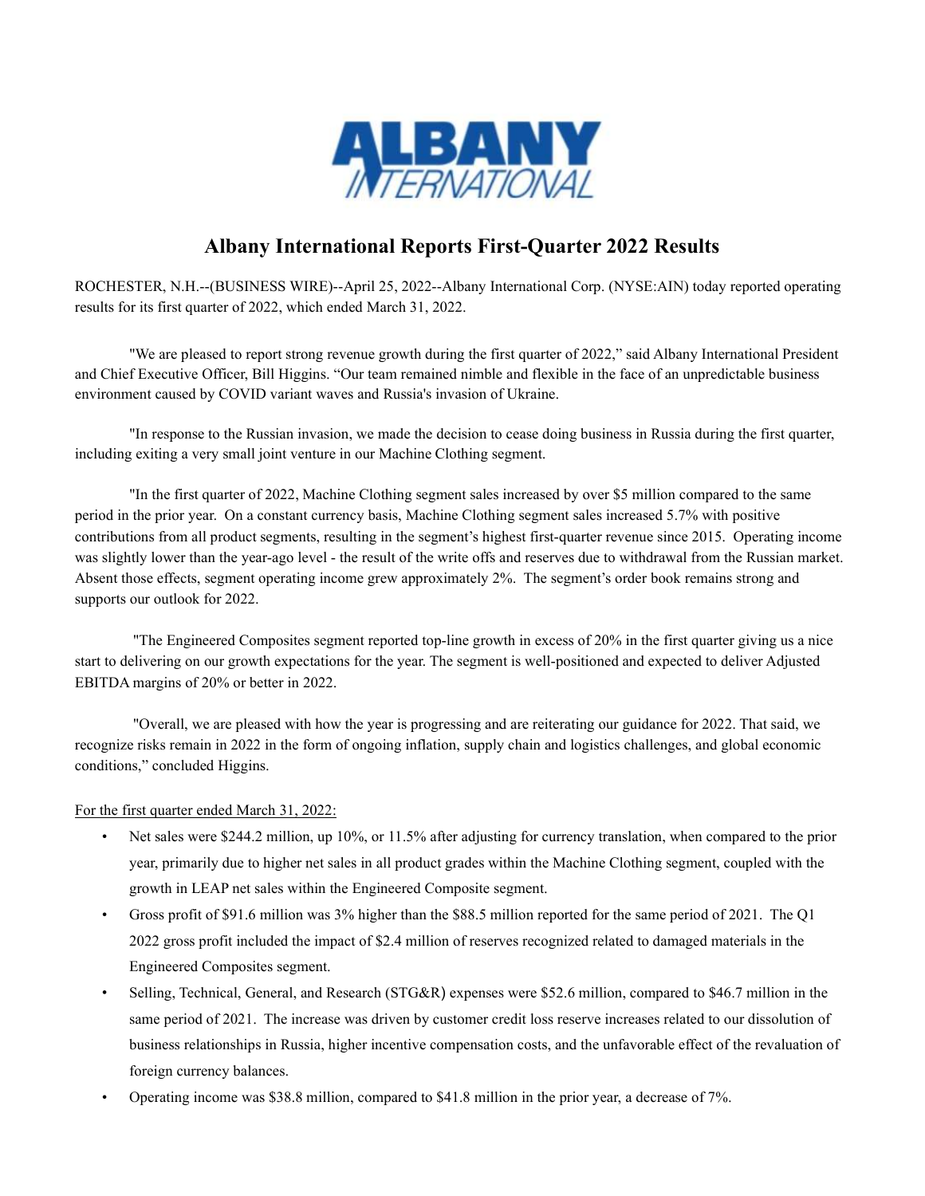ALBANY INTERNATIONAL

# Albany International Reports First-Quarter 2022 Results

ROCHESTER, N.H.--(BUSINESS WIRE)--April 25, 2022--Albany International Corp. (NYSE:AIN) today reported operating results for its first quarter of 2022, which ended March 31, 2022.

"We are pleased to report strong revenue growth during the first quarter of 2022," said Albany International President and Chief Executive Officer, Bill Higgins. "Our team remained nimble and flexible in the face of an unpredictable business environment caused by COVID variant waves and Russia's invasion of Ukraine.

"In response to the Russian invasion, we made the decision to cease doing business in Russia during the first quarter, including exiting a very small joint venture in our Machine Clothing segment.

"In the first quarter of 2022, Machine Clothing segment sales increased by over $5 million compared to the same period in the prior year. On a constant currency basis, Machine Clothing segment sales increased 5.7% with positive contributions from all product segments, resulting in the segment's highest first-quarter revenue since 2015. Operating income was slightly lower than the year-ago level - the result of the write offs and reserves due to withdrawal from the Russian market. Absent those effects, segment operating income grew approximately 2%. The segment's order book remains strong and supports our outlook for 2022.

"The Engineered Composites segment reported top-line growth in excess of 20% in the first quarter giving us a nice start to delivering on our growth expectations for the year. The segment is well-positioned and expected to deliver Adjusted EBITDA margins of 20% or better in 2022.

"Overall, we are pleased with how the year is progressing and are reiterating our guidance for 2022. That said, we recognize risks remain in 2022 in the form of ongoing inflation, supply chain and logistics challenges, and global economic conditions," concluded Higgins.

For the first quarter ended March 31, 2022:

- Net sales were $244.2 million, up 10%, or 11.5% after adjusting for currency translation, when compared to the prior year, primarily due to higher net sales in all product grades within the Machine Clothing segment, coupled with the growth in LEAP net sales within the Engineered Composite segment.
- Gross profit of $91.6 million was 3% higher than the $88.5 million reported for the same period of 2021. The Q1 2022 gross profit included the impact of $2.4 million of reserves recognized related to damaged materials in the Engineered Composites segment.
- Selling, Technical, General, and Research (STG&R) expenses were $52.6 million, compared to $46.7 million in the same period of 2021. The increase was driven by customer credit loss reserve increases related to our dissolution of business relationships in Russia, higher incentive compensation costs, and the unfavorable effect of the revaluation of foreign currency balances.
- Operating income was $38.8 million, compared to $41.8 million in the prior year, a decrease of 7%.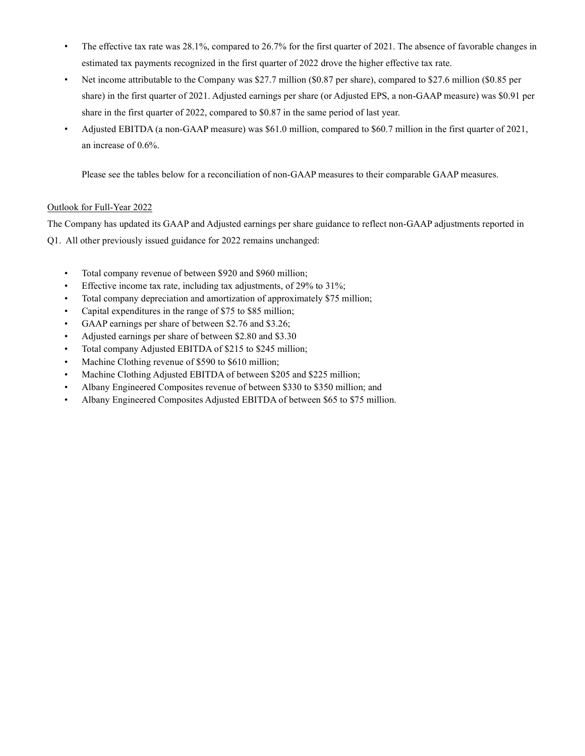- The effective tax rate was 28.1%, compared to 26.7% for the first quarter of 2021. The absence of favorable changes in estimated tax payments recognized in the first quarter of 2022 drove the higher effective tax rate.
- Net income attributable to the Company was $27.7 million ($0.87 per share), compared to $27.6 million ($0.85 per share) in the first quarter of 2021. Adjusted earnings per share (or Adjusted EPS, a non-GAAP measure) was $0.91 per share in the first quarter of 2022, compared to $0.87 in the same period of last year.
- Adjusted EBITDA (a non-GAAP measure) was $61.0 million, compared to $60.7 million in the first quarter of 2021, an increase of 0.6%.

  Please see the tables below for a reconciliation of non-GAAP measures to their comparable GAAP measures.

Outlook for Full-Year 2022

The Company has updated its GAAP and Adjusted earnings per share guidance to reflect non-GAAP adjustments reported in Q1. All other previously issued guidance for 2022 remains unchanged:

- Total company revenue of between $920 and $960 million;
- Effective income tax rate, including tax adjustments, of 29% to 31%;
- Total company depreciation and amortization of approximately $75 million;
- Capital expenditures in the range of $75 to $85 million;
- GAAP earnings per share of between $2.76 and $3.26;
- Adjusted earnings per share of between $2.80 and $3.30
- Total company Adjusted EBITDA of $215 to $245 million;
- Machine Clothing revenue of $590 to $610 million;
- Machine Clothing Adjusted EBITDA of between $205 and $225 million;
- Albany Engineered Composites revenue of between $330 to $350 million; and
- Albany Engineered Composites Adjusted EBITDA of between $65 to $75 million.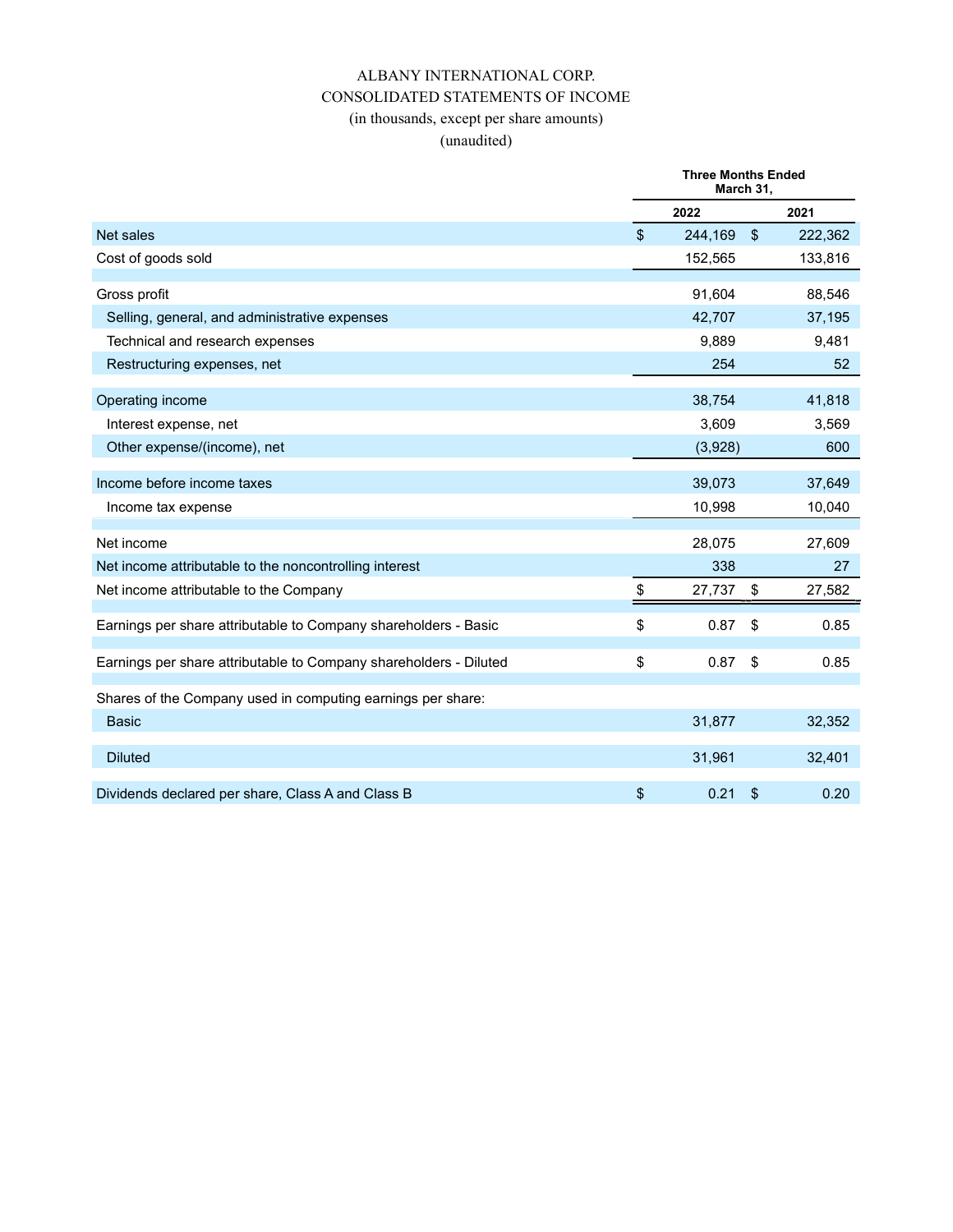# ALBANY INTERNATIONAL CORP.
## CONSOLIDATED STATEMENTS OF INCOME
(in thousands, except per share amounts)
(unaudited)

| | Three Months Ended March 31, | |
|---|---|---|
| | 2022 | 2021 |
| Net sales | $ 244,169 | $ 222,362 |
| Cost of goods sold | 152,565 | 133,816 |
| Gross profit | 91,604 | 88,546 |
| Selling, general, and administrative expenses | 42,707 | 37,195 |
| Technical and research expenses | 9,889 | 9,481 |
| Restructuring expenses, net | 254 | 52 |
| Operating income | 38,754 | 41,818 |
| Interest expense, net | 3,609 | 3,569 |
| Other expense/(income), net | (3,928) | 600 |
| Income before income taxes | 39,073 | 37,649 |
| Income tax expense | 10,998 | 10,040 |
| Net income | 28,075 | 27,609 |
| Net income attributable to the noncontrolling interest | 338 | 27 |
| Net income attributable to the Company | $ 27,737 | $ 27,582 |
| Earnings per share attributable to Company shareholders - Basic | $ 0.87 | $ 0.85 |
| Earnings per share attributable to Company shareholders - Diluted | $ 0.87 | $ 0.85 |
| Shares of the Company used in computing earnings per share: | | |
| Basic | 31,877 | 32,352 |
| Diluted | 31,961 | 32,401 |
| Dividends declared per share, Class A and Class B | $ 0.21 | $ 0.20 |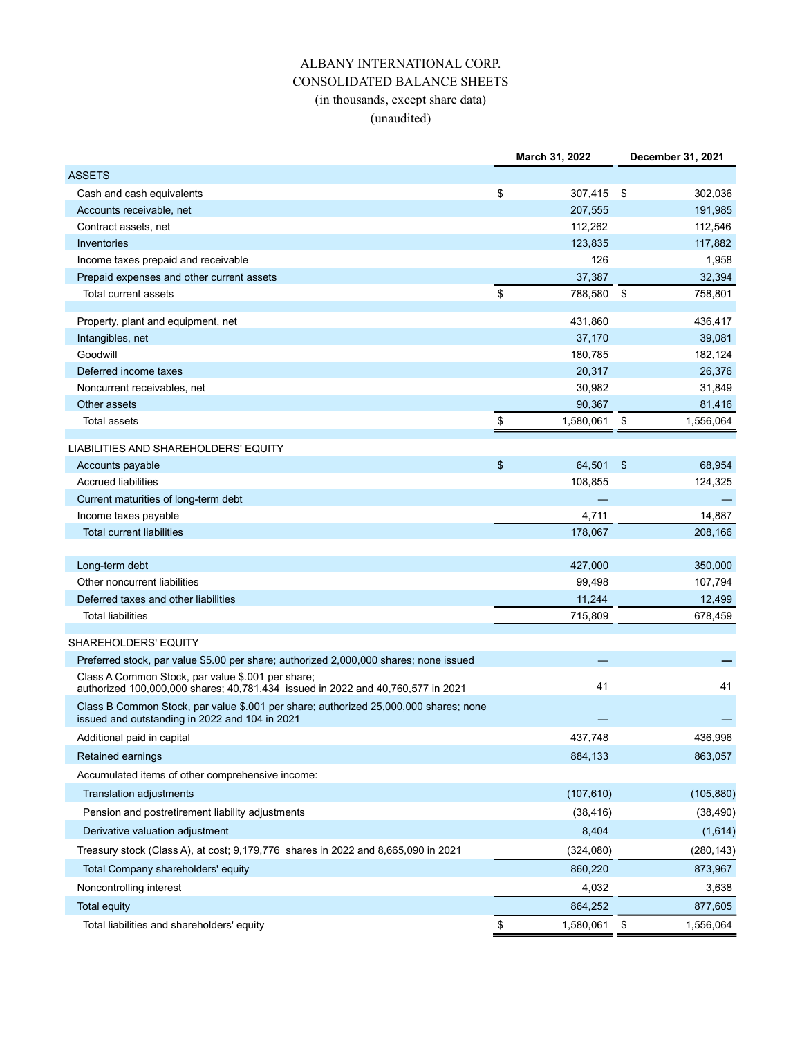# ALBANY INTERNATIONAL CORP.
## CONSOLIDATED BALANCE SHEETS
(in thousands, except share data)
(unaudited)

| | March 31, 2022 | December 31, 2021 |
|---|---|---|
| **ASSETS** | | |
| Cash and cash equivalents | $ 307,415 | $ 302,036 |
| Accounts receivable, net | 207,555 | 191,985 |
| Contract assets, net | 112,262 | 112,546 |
| Inventories | 123,835 | 117,882 |
| Income taxes prepaid and receivable | 126 | 1,958 |
| Prepaid expenses and other current assets | 37,387 | 32,394 |
| Total current assets | $ 788,580 | $ 758,801 |
| | | |
| Property, plant and equipment, net | 431,860 | 436,417 |
| Intangibles, net | 37,170 | 39,081 |
| Goodwill | 180,785 | 182,124 |
| Deferred income taxes | 20,317 | 26,376 |
| Noncurrent receivables, net | 30,982 | 31,849 |
| Other assets | 90,367 | 81,416 |
| Total assets | $ 1,580,061 | $ 1,556,064 |
| | | |
| **LIABILITIES AND SHAREHOLDERS' EQUITY** | | |
| Accounts payable | $ 64,501 | $ 68,954 |
| Accrued liabilities | 108,855 | 124,325 |
| Current maturities of long-term debt | — | — |
| Income taxes payable | 4,711 | 14,887 |
| Total current liabilities | 178,067 | 208,166 |
| | | |
| Long-term debt | 427,000 | 350,000 |
| Other noncurrent liabilities | 99,498 | 107,794 |
| Deferred taxes and other liabilities | 11,244 | 12,499 |
| Total liabilities | 715,809 | 678,459 |
| | | |
| **SHAREHOLDERS' EQUITY** | | |
| Preferred stock, par value $5.00 per share; authorized 2,000,000 shares; none issued | — | — |
| Class A Common Stock, par value $.001 per share; authorized 100,000,000 shares; 40,781,434 issued in 2022 and 40,760,577 in 2021 | 41 | 41 |
| Class B Common Stock, par value $.001 per share; authorized 25,000,000 shares; none issued and outstanding in 2022 and 104 in 2021 | — | — |
| Additional paid in capital | 437,748 | 436,996 |
| Retained earnings | 884,133 | 863,057 |
| Accumulated items of other comprehensive income: | | |
| Translation adjustments | (107,610) | (105,880) |
| Pension and postretirement liability adjustments | (38,416) | (38,490) |
| Derivative valuation adjustment | 8,404 | (1,614) |
| Treasury stock (Class A), at cost; 9,179,776 shares in 2022 and 8,665,090 in 2021 | (324,080) | (280,143) |
| Total Company shareholders' equity | 860,220 | 873,967 |
| Noncontrolling interest | 4,032 | 3,638 |
| Total equity | 864,252 | 877,605 |
| Total liabilities and shareholders' equity | $ 1,580,061 | $ 1,556,064 |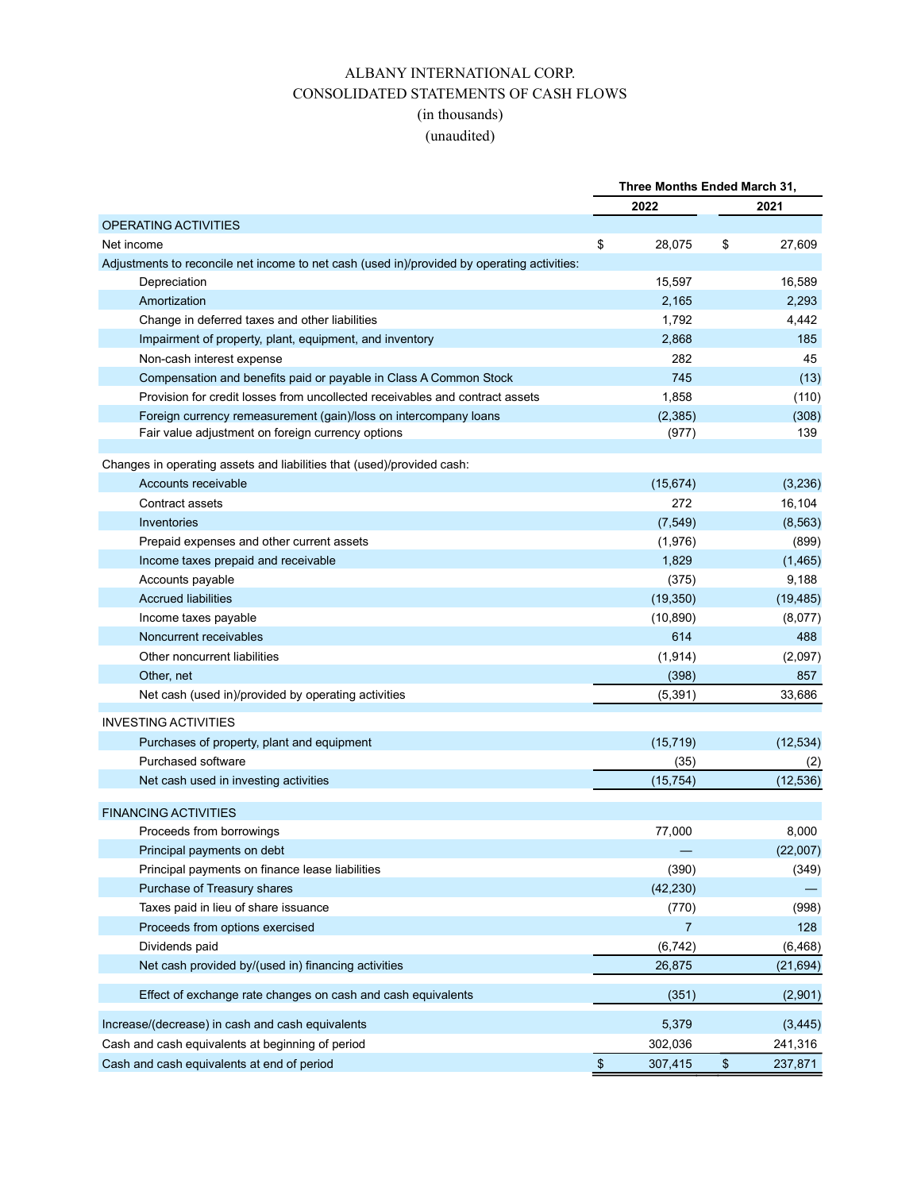# ALBANY INTERNATIONAL CORP.

## CONSOLIDATED STATEMENTS OF CASH FLOWS

(in thousands)

(unaudited)

| | Three Months Ended March 31, | |
|---|---|---|
| | 2022 | 2021 |
| **OPERATING ACTIVITIES** | | |
| Net income | $ 28,075 | $ 27,609 |
| Adjustments to reconcile net income to net cash (used in)/provided by operating activities: | | |
| Depreciation | 15,597 | 16,589 |
| Amortization | 2,165 | 2,293 |
| Change in deferred taxes and other liabilities | 1,792 | 4,442 |
| Impairment of property, plant, equipment, and inventory | 2,868 | 185 |
| Non-cash interest expense | 282 | 45 |
| Compensation and benefits paid or payable in Class A Common Stock | 745 | (13) |
| Provision for credit losses from uncollected receivables and contract assets | 1,858 | (110) |
| Foreign currency remeasurement (gain)/loss on intercompany loans | (2,385) | (308) |
| Fair value adjustment on foreign currency options | (977) | 139 |
| Changes in operating assets and liabilities that (used)/provided cash: | | |
| Accounts receivable | (15,674) | (3,236) |
| Contract assets | 272 | 16,104 |
| Inventories | (7,549) | (8,563) |
| Prepaid expenses and other current assets | (1,976) | (899) |
| Income taxes prepaid and receivable | 1,829 | (1,465) |
| Accounts payable | (375) | 9,188 |
| Accrued liabilities | (19,350) | (19,485) |
| Income taxes payable | (10,890) | (8,077) |
| Noncurrent receivables | 614 | 488 |
| Other noncurrent liabilities | (1,914) | (2,097) |
| Other, net | (398) | 857 |
| Net cash (used in)/provided by operating activities | (5,391) | 33,686 |
| **INVESTING ACTIVITIES** | | |
| Purchases of property, plant and equipment | (15,719) | (12,534) |
| Purchased software | (35) | (2) |
| Net cash used in investing activities | (15,754) | (12,536) |
| **FINANCING ACTIVITIES** | | |
| Proceeds from borrowings | 77,000 | 8,000 |
| Principal payments on debt | — | (22,007) |
| Principal payments on finance lease liabilities | (390) | (349) |
| Purchase of Treasury shares | (42,230) | — |
| Taxes paid in lieu of share issuance | (770) | (998) |
| Proceeds from options exercised | 7 | 128 |
| Dividends paid | (6,742) | (6,468) |
| Net cash provided by/(used in) financing activities | 26,875 | (21,694) |
| Effect of exchange rate changes on cash and cash equivalents | (351) | (2,901) |
| Increase/(decrease) in cash and cash equivalents | 5,379 | (3,445) |
| Cash and cash equivalents at beginning of period | 302,036 | 241,316 |
| Cash and cash equivalents at end of period | $ 307,415 | $ 237,871 |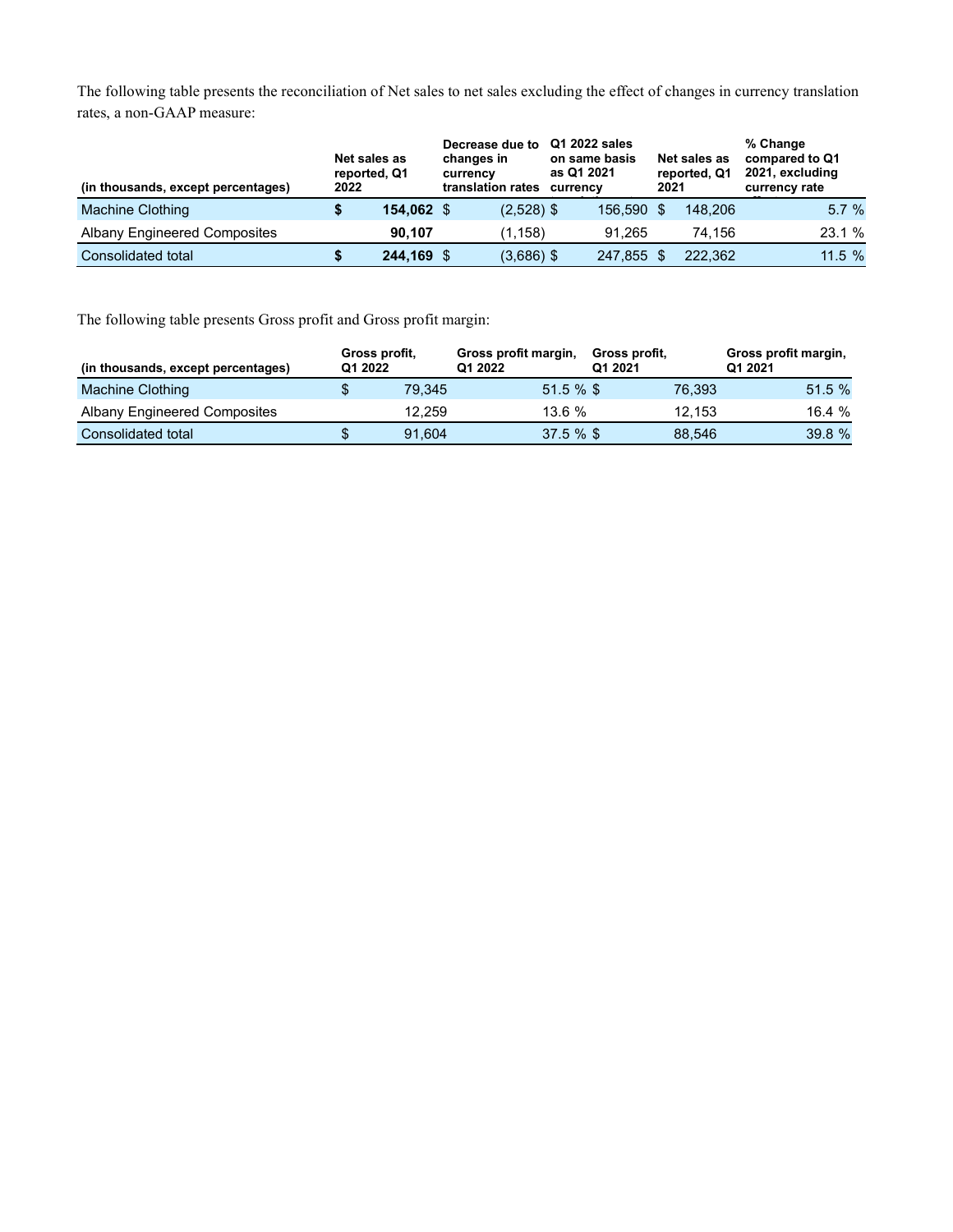The following table presents the reconciliation of Net sales to net sales excluding the effect of changes in currency translation rates, a non-GAAP measure:

| (in thousands, except percentages) | Net sales as reported, Q1 2022 | Decrease due to changes in currency translation rates | Q1 2022 sales on same basis as Q1 2021 currency | Net sales as reported, Q1 2021 | % Change compared to Q1 2021, excluding currency rate |
|---|---|---|---|---|---|
| Machine Clothing | **$ 154,062** | $ (2,528) | $ 156,590 | $ 148,206 | 5.7 % |
| Albany Engineered Composites | **90,107** | (1,158) | 91,265 | 74,156 | 23.1 % |
| Consolidated total | **$ 244,169** | $ (3,686) | $ 247,855 | $ 222,362 | 11.5 % |

The following table presents Gross profit and Gross profit margin:

| (in thousands, except percentages) | Gross profit, Q1 2022 | Gross profit margin, Q1 2022 | Gross profit, Q1 2021 | Gross profit margin, Q1 2021 |
|---|---|---|---|---|
| Machine Clothing | $ 79,345 | 51.5 % | $ 76,393 | 51.5 % |
| Albany Engineered Composites | 12,259 | 13.6 % | 12,153 | 16.4 % |
| Consolidated total | $ 91,604 | 37.5 % | $ 88,546 | 39.8 % |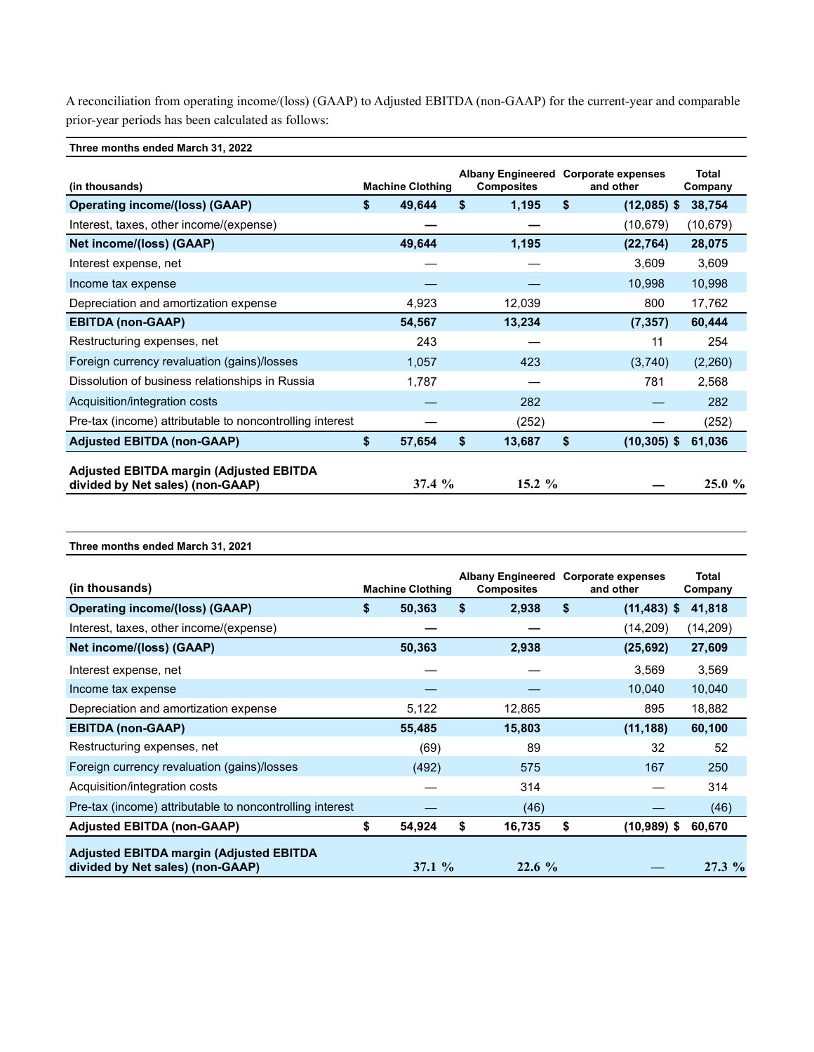A reconciliation from operating income/(loss) (GAAP) to Adjusted EBITDA (non-GAAP) for the current-year and comparable prior-year periods has been calculated as follows:

**Three months ended March 31, 2022**

| (in thousands) | Machine Clothing | Albany Engineered Composites | Corporate expenses and other | Total Company |
|---|---|---|---|---|
| **Operating income/(loss) (GAAP)** | **$ 49,644** | **$ 1,195** | **$ (12,085)** | **$ 38,754** |
| Interest, taxes, other income/(expense) | — | — | (10,679) | (10,679) |
| **Net income/(loss) (GAAP)** | **49,644** | **1,195** | **(22,764)** | **28,075** |
| Interest expense, net | — | — | 3,609 | 3,609 |
| Income tax expense | — | — | 10,998 | 10,998 |
| Depreciation and amortization expense | 4,923 | 12,039 | 800 | 17,762 |
| **EBITDA (non-GAAP)** | **54,567** | **13,234** | **(7,357)** | **60,444** |
| Restructuring expenses, net | 243 | — | 11 | 254 |
| Foreign currency revaluation (gains)/losses | 1,057 | 423 | (3,740) | (2,260) |
| Dissolution of business relationships in Russia | 1,787 | — | 781 | 2,568 |
| Acquisition/integration costs | — | 282 | — | 282 |
| Pre-tax (income) attributable to noncontrolling interest | — | (252) | — | (252) |
| **Adjusted EBITDA (non-GAAP)** | **$ 57,654** | **$ 13,687** | **$ (10,305)** | **$ 61,036** |
| **Adjusted EBITDA margin (Adjusted EBITDA divided by Net sales) (non-GAAP)** | **37.4 %** | **15.2 %** | — | **25.0 %** |

**Three months ended March 31, 2021**

| (in thousands) | Machine Clothing | Albany Engineered Composites | Corporate expenses and other | Total Company |
|---|---|---|---|---|
| **Operating income/(loss) (GAAP)** | **$ 50,363** | **$ 2,938** | **$ (11,483)** | **$ 41,818** |
| Interest, taxes, other income/(expense) | — | — | (14,209) | (14,209) |
| **Net income/(loss) (GAAP)** | **50,363** | **2,938** | **(25,692)** | **27,609** |
| Interest expense, net | — | — | 3,569 | 3,569 |
| Income tax expense | — | — | 10,040 | 10,040 |
| Depreciation and amortization expense | 5,122 | 12,865 | 895 | 18,882 |
| **EBITDA (non-GAAP)** | **55,485** | **15,803** | **(11,188)** | **60,100** |
| Restructuring expenses, net | (69) | 89 | 32 | 52 |
| Foreign currency revaluation (gains)/losses | (492) | 575 | 167 | 250 |
| Acquisition/integration costs | — | 314 | — | 314 |
| Pre-tax (income) attributable to noncontrolling interest | — | (46) | — | (46) |
| **Adjusted EBITDA (non-GAAP)** | **$ 54,924** | **$ 16,735** | **$ (10,989)** | **$ 60,670** |
| **Adjusted EBITDA margin (Adjusted EBITDA divided by Net sales) (non-GAAP)** | **37.1 %** | **22.6 %** | — | **27.3 %** |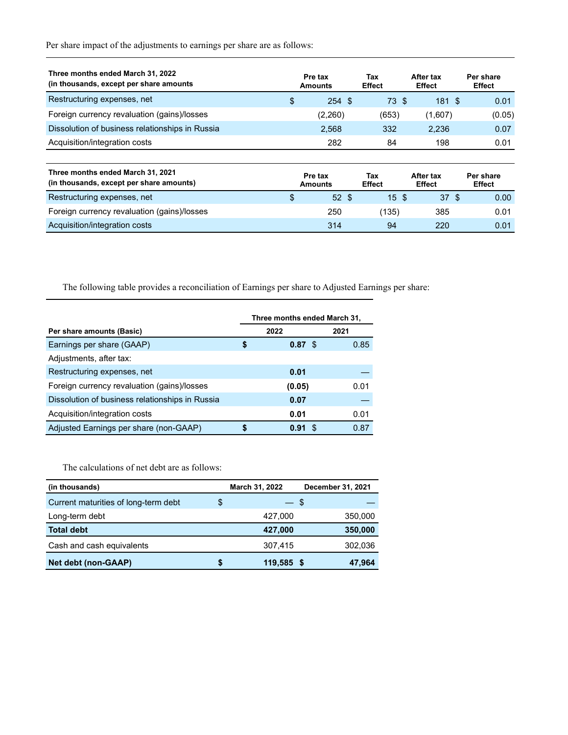Per share impact of the adjustments to earnings per share are as follows:

| Three months ended March 31, 2022 (in thousands, except per share amounts | Pre tax Amounts | Tax Effect | After tax Effect | Per share Effect |
|---|---|---|---|---|
| Restructuring expenses, net | $ 254 | $ 73 | $ 181 | $ 0.01 |
| Foreign currency revaluation (gains)/losses | (2,260) | (653) | (1,607) | (0.05) |
| Dissolution of business relationships in Russia | 2,568 | 332 | 2,236 | 0.07 |
| Acquisition/integration costs | 282 | 84 | 198 | 0.01 |

| Three months ended March 31, 2021 (in thousands, except per share amounts) | Pre tax Amounts | Tax Effect | After tax Effect | Per share Effect |
|---|---|---|---|---|
| Restructuring expenses, net | $ 52 | $ 15 | $ 37 | $ 0.00 |
| Foreign currency revaluation (gains)/losses | 250 | (135) | 385 | 0.01 |
| Acquisition/integration costs | 314 | 94 | 220 | 0.01 |

The following table provides a reconciliation of Earnings per share to Adjusted Earnings per share:

| | Three months ended March 31, | |
|---|---|---|
| **Per share amounts (Basic)** | **2022** | **2021** |
| Earnings per share (GAAP) | **$ 0.87** | $ 0.85 |
| Adjustments, after tax: | | |
| Restructuring expenses, net | **0.01** | — |
| Foreign currency revaluation (gains)/losses | **(0.05)** | 0.01 |
| Dissolution of business relationships in Russia | **0.07** | — |
| Acquisition/integration costs | **0.01** | 0.01 |
| Adjusted Earnings per share (non-GAAP) | **$ 0.91** | $ 0.87 |

The calculations of net debt are as follows:

| (in thousands) | March 31, 2022 | December 31, 2021 |
|---|---|---|
| Current maturities of long-term debt | $ — | $ — |
| Long-term debt | 427,000 | 350,000 |
| **Total debt** | **427,000** | **350,000** |
| Cash and cash equivalents | 307,415 | 302,036 |
| **Net debt (non-GAAP)** | **$ 119,585** | **$ 47,964** |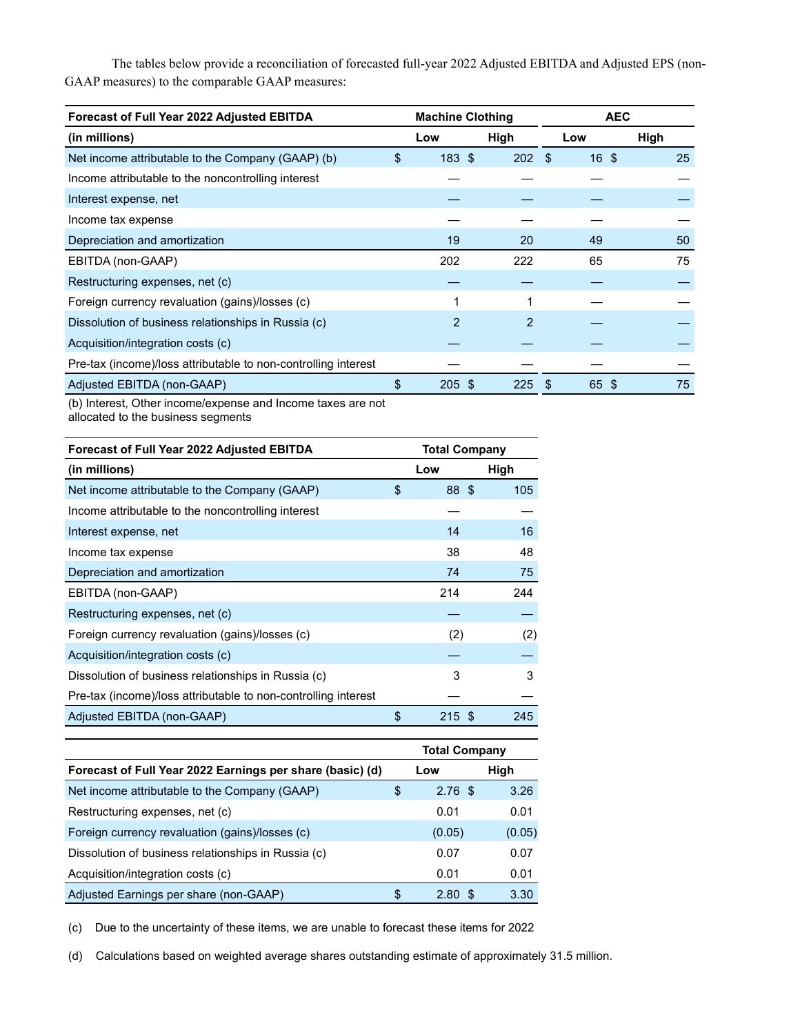The tables below provide a reconciliation of forecasted full-year 2022 Adjusted EBITDA and Adjusted EPS (non-GAAP measures) to the comparable GAAP measures:

| Forecast of Full Year 2022 Adjusted EBITDA | Machine Clothing | | AEC | |
|---|---|---|---|---|
| (in millions) | Low | High | Low | High |
| Net income attributable to the Company (GAAP) (b) | $ 183 | $ 202 | $ 16 | $ 25 |
| Income attributable to the noncontrolling interest | — | — | — | — |
| Interest expense, net | — | — | — | — |
| Income tax expense | — | — | — | — |
| Depreciation and amortization | 19 | 20 | 49 | 50 |
| EBITDA (non-GAAP) | 202 | 222 | 65 | 75 |
| Restructuring expenses, net (c) | — | — | — | — |
| Foreign currency revaluation (gains)/losses (c) | 1 | 1 | — | — |
| Dissolution of business relationships in Russia (c) | 2 | 2 | — | — |
| Acquisition/integration costs (c) | — | — | — | — |
| Pre-tax (income)/loss attributable to non-controlling interest | — | — | — | — |
| Adjusted EBITDA (non-GAAP) | $ 205 | $ 225 | $ 65 | $ 75 |

(b) Interest, Other income/expense and Income taxes are not allocated to the business segments

| Forecast of Full Year 2022 Adjusted EBITDA | Total Company | |
|---|---|---|
| (in millions) | Low | High |
| Net income attributable to the Company (GAAP) | $ 88 | $ 105 |
| Income attributable to the noncontrolling interest | — | — |
| Interest expense, net | 14 | 16 |
| Income tax expense | 38 | 48 |
| Depreciation and amortization | 74 | 75 |
| EBITDA (non-GAAP) | 214 | 244 |
| Restructuring expenses, net (c) | — | — |
| Foreign currency revaluation (gains)/losses (c) | (2) | (2) |
| Acquisition/integration costs (c) | — | — |
| Dissolution of business relationships in Russia (c) | 3 | 3 |
| Pre-tax (income)/loss attributable to non-controlling interest | — | — |
| Adjusted EBITDA (non-GAAP) | $ 215 | $ 245 |

| | Total Company | |
|---|---|---|
| Forecast of Full Year 2022 Earnings per share (basic) (d) | Low | High |
| Net income attributable to the Company (GAAP) | $ 2.76 | $ 3.26 |
| Restructuring expenses, net (c) | 0.01 | 0.01 |
| Foreign currency revaluation (gains)/losses (c) | (0.05) | (0.05) |
| Dissolution of business relationships in Russia (c) | 0.07 | 0.07 |
| Acquisition/integration costs (c) | 0.01 | 0.01 |
| Adjusted Earnings per share (non-GAAP) | $ 2.80 | $ 3.30 |

(c) Due to the uncertainty of these items, we are unable to forecast these items for 2022

(d) Calculations based on weighted average shares outstanding estimate of approximately 31.5 million.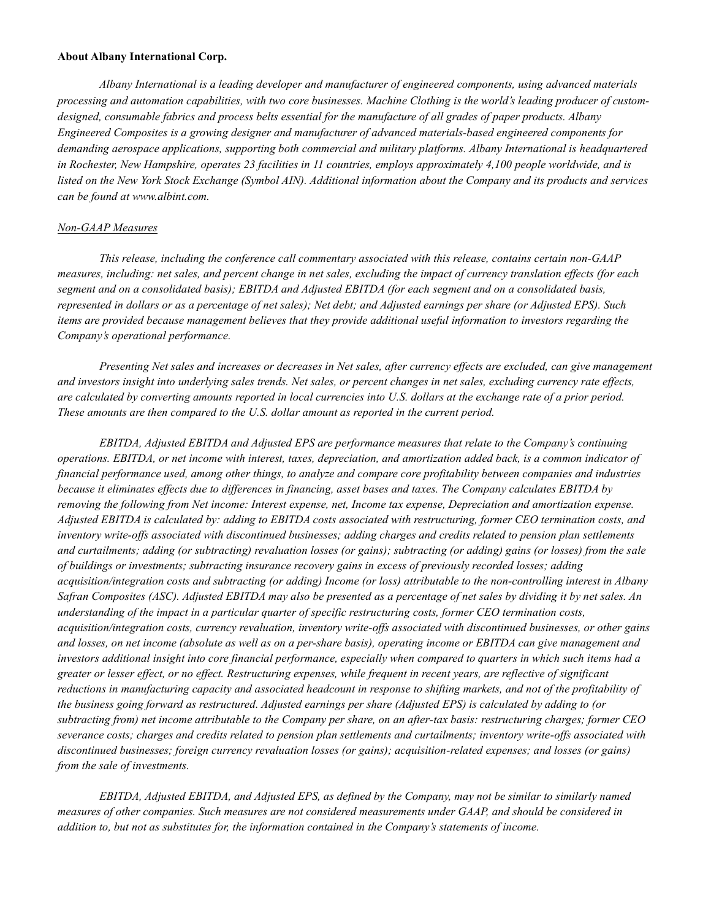**About Albany International Corp.**

*Albany International is a leading developer and manufacturer of engineered components, using advanced materials processing and automation capabilities, with two core businesses. Machine Clothing is the world's leading producer of custom-designed, consumable fabrics and process belts essential for the manufacture of all grades of paper products. Albany Engineered Composites is a growing designer and manufacturer of advanced materials-based engineered components for demanding aerospace applications, supporting both commercial and military platforms. Albany International is headquartered in Rochester, New Hampshire, operates 23 facilities in 11 countries, employs approximately 4,100 people worldwide, and is listed on the New York Stock Exchange (Symbol AIN). Additional information about the Company and its products and services can be found at www.albint.com.*

*Non-GAAP Measures*

*This release, including the conference call commentary associated with this release, contains certain non-GAAP measures, including: net sales, and percent change in net sales, excluding the impact of currency translation effects (for each segment and on a consolidated basis); EBITDA and Adjusted EBITDA (for each segment and on a consolidated basis, represented in dollars or as a percentage of net sales); Net debt; and Adjusted earnings per share (or Adjusted EPS). Such items are provided because management believes that they provide additional useful information to investors regarding the Company's operational performance.*

*Presenting Net sales and increases or decreases in Net sales, after currency effects are excluded, can give management and investors insight into underlying sales trends. Net sales, or percent changes in net sales, excluding currency rate effects, are calculated by converting amounts reported in local currencies into U.S. dollars at the exchange rate of a prior period. These amounts are then compared to the U.S. dollar amount as reported in the current period.*

*EBITDA, Adjusted EBITDA and Adjusted EPS are performance measures that relate to the Company's continuing operations. EBITDA, or net income with interest, taxes, depreciation, and amortization added back, is a common indicator of financial performance used, among other things, to analyze and compare core profitability between companies and industries because it eliminates effects due to differences in financing, asset bases and taxes. The Company calculates EBITDA by removing the following from Net income: Interest expense, net, Income tax expense, Depreciation and amortization expense. Adjusted EBITDA is calculated by: adding to EBITDA costs associated with restructuring, former CEO termination costs, and inventory write-offs associated with discontinued businesses; adding charges and credits related to pension plan settlements and curtailments; adding (or subtracting) revaluation losses (or gains); subtracting (or adding) gains (or losses) from the sale of buildings or investments; subtracting insurance recovery gains in excess of previously recorded losses; adding acquisition/integration costs and subtracting (or adding) Income (or loss) attributable to the non-controlling interest in Albany Safran Composites (ASC). Adjusted EBITDA may also be presented as a percentage of net sales by dividing it by net sales. An understanding of the impact in a particular quarter of specific restructuring costs, former CEO termination costs, acquisition/integration costs, currency revaluation, inventory write-offs associated with discontinued businesses, or other gains and losses, on net income (absolute as well as on a per-share basis), operating income or EBITDA can give management and investors additional insight into core financial performance, especially when compared to quarters in which such items had a greater or lesser effect, or no effect. Restructuring expenses, while frequent in recent years, are reflective of significant reductions in manufacturing capacity and associated headcount in response to shifting markets, and not of the profitability of the business going forward as restructured. Adjusted earnings per share (Adjusted EPS) is calculated by adding to (or subtracting from) net income attributable to the Company per share, on an after-tax basis: restructuring charges; former CEO severance costs; charges and credits related to pension plan settlements and curtailments; inventory write-offs associated with discontinued businesses; foreign currency revaluation losses (or gains); acquisition-related expenses; and losses (or gains) from the sale of investments.*

*EBITDA, Adjusted EBITDA, and Adjusted EPS, as defined by the Company, may not be similar to similarly named measures of other companies. Such measures are not considered measurements under GAAP, and should be considered in addition to, but not as substitutes for, the information contained in the Company's statements of income.*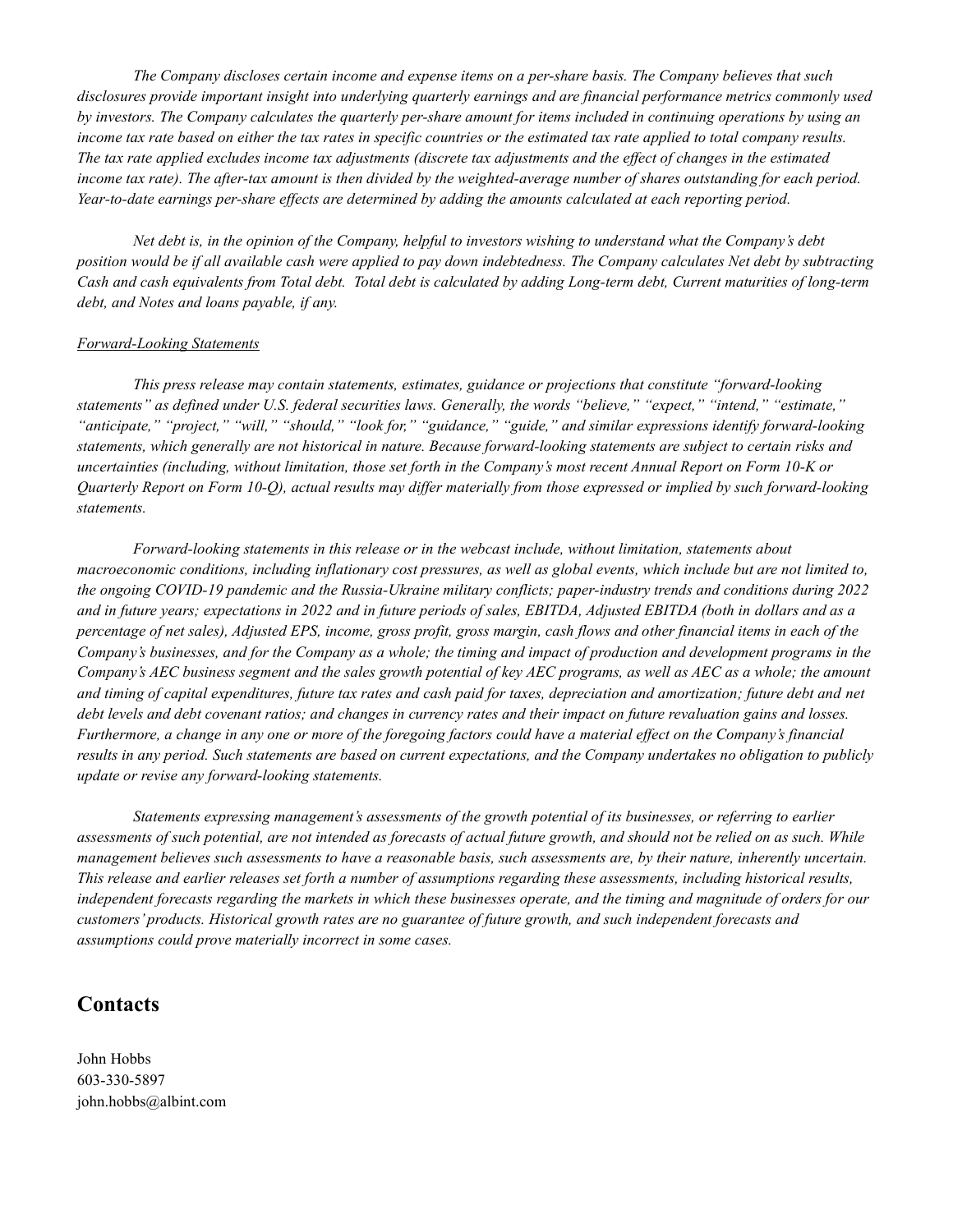*The Company discloses certain income and expense items on a per-share basis. The Company believes that such disclosures provide important insight into underlying quarterly earnings and are financial performance metrics commonly used by investors. The Company calculates the quarterly per-share amount for items included in continuing operations by using an income tax rate based on either the tax rates in specific countries or the estimated tax rate applied to total company results. The tax rate applied excludes income tax adjustments (discrete tax adjustments and the effect of changes in the estimated income tax rate). The after-tax amount is then divided by the weighted-average number of shares outstanding for each period. Year-to-date earnings per-share effects are determined by adding the amounts calculated at each reporting period.*

*Net debt is, in the opinion of the Company, helpful to investors wishing to understand what the Company's debt position would be if all available cash were applied to pay down indebtedness. The Company calculates Net debt by subtracting Cash and cash equivalents from Total debt. Total debt is calculated by adding Long-term debt, Current maturities of long-term debt, and Notes and loans payable, if any.*

*Forward-Looking Statements*

*This press release may contain statements, estimates, guidance or projections that constitute "forward-looking statements" as defined under U.S. federal securities laws. Generally, the words "believe," "expect," "intend," "estimate," "anticipate," "project," "will," "should," "look for," "guidance," "guide," and similar expressions identify forward-looking statements, which generally are not historical in nature. Because forward-looking statements are subject to certain risks and uncertainties (including, without limitation, those set forth in the Company's most recent Annual Report on Form 10-K or Quarterly Report on Form 10-Q), actual results may differ materially from those expressed or implied by such forward-looking statements.*

*Forward-looking statements in this release or in the webcast include, without limitation, statements about macroeconomic conditions, including inflationary cost pressures, as well as global events, which include but are not limited to, the ongoing COVID-19 pandemic and the Russia-Ukraine military conflicts; paper-industry trends and conditions during 2022 and in future years; expectations in 2022 and in future periods of sales, EBITDA, Adjusted EBITDA (both in dollars and as a percentage of net sales), Adjusted EPS, income, gross profit, gross margin, cash flows and other financial items in each of the Company's businesses, and for the Company as a whole; the timing and impact of production and development programs in the Company's AEC business segment and the sales growth potential of key AEC programs, as well as AEC as a whole; the amount and timing of capital expenditures, future tax rates and cash paid for taxes, depreciation and amortization; future debt and net debt levels and debt covenant ratios; and changes in currency rates and their impact on future revaluation gains and losses. Furthermore, a change in any one or more of the foregoing factors could have a material effect on the Company's financial results in any period. Such statements are based on current expectations, and the Company undertakes no obligation to publicly update or revise any forward-looking statements.*

*Statements expressing management's assessments of the growth potential of its businesses, or referring to earlier assessments of such potential, are not intended as forecasts of actual future growth, and should not be relied on as such. While management believes such assessments to have a reasonable basis, such assessments are, by their nature, inherently uncertain. This release and earlier releases set forth a number of assumptions regarding these assessments, including historical results, independent forecasts regarding the markets in which these businesses operate, and the timing and magnitude of orders for our customers' products. Historical growth rates are no guarantee of future growth, and such independent forecasts and assumptions could prove materially incorrect in some cases.*

## Contacts

John Hobbs
603-330-5897
john.hobbs@albint.com